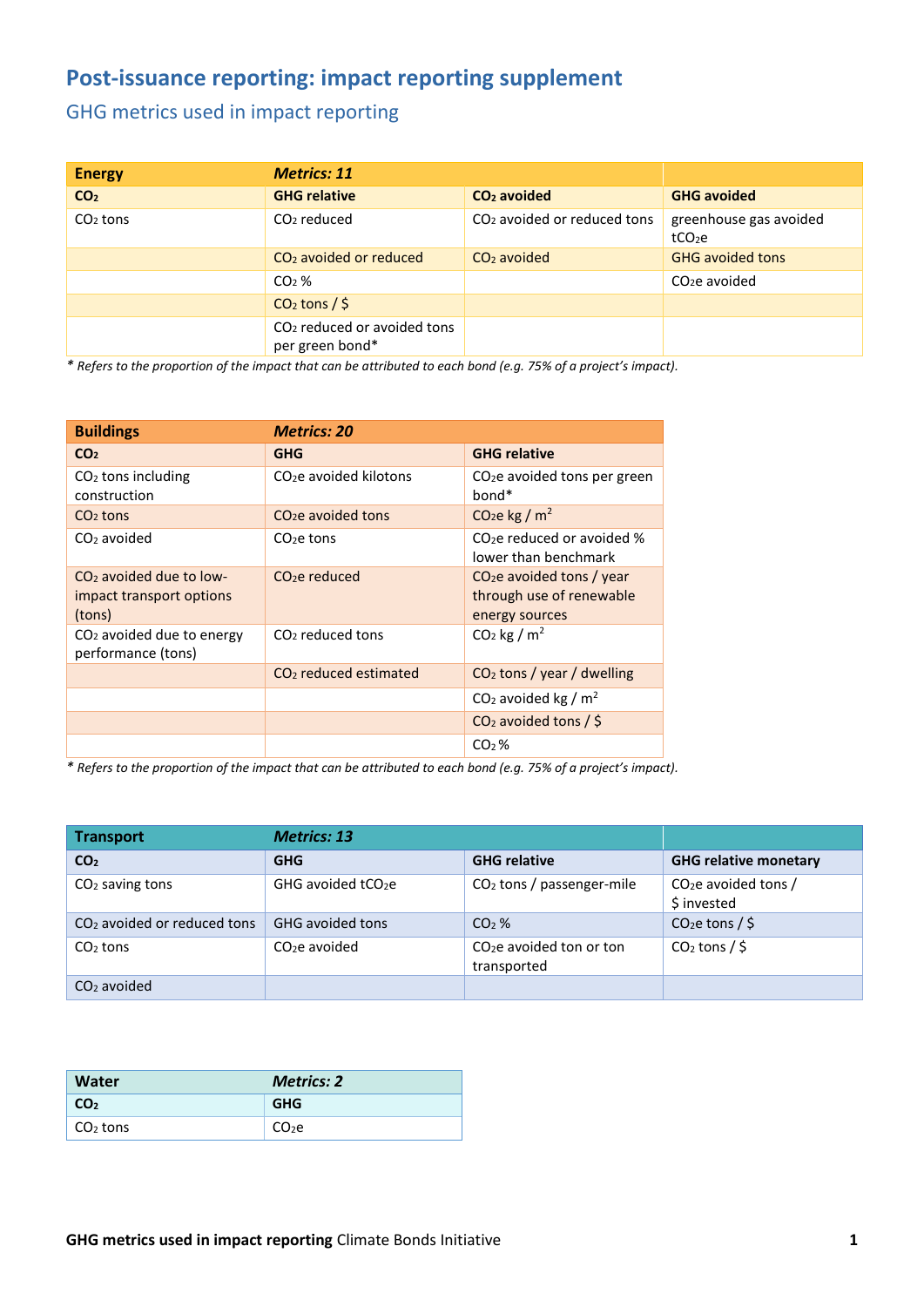# Post-issuance reporting: impact reporting supplement

## GHG metrics used in impact reporting

| Energy | *Metrics: 11* | | |
|---|---|---|---|
| **$CO_2$** | **GHG relative** | **$CO_2$ avoided** | **GHG avoided** |
| $CO_2$ tons | $CO_2$ reduced | $CO_2$ avoided or reduced tons | greenhouse gas avoided $tCO_2e$ |
| | $CO_2$ avoided or reduced | $CO_2$ avoided | GHG avoided tons |
| | $CO_2$ % | | $CO_2e$ avoided |
| | $CO_2$ tons / $ | | |
| | $CO_2$ reduced or avoided tons per green bond* | | |

*\* Refers to the proportion of the impact that can be attributed to each bond (e.g. 75% of a project's impact).*

| Buildings | *Metrics: 20* | |
|---|---|---|
| **$CO_2$** | **GHG** | **GHG relative** |
| $CO_2$ tons including construction | $CO_2e$ avoided kilotons | $CO_2e$ avoided tons per green bond* |
| $CO_2$ tons | $CO_2e$ avoided tons | $CO_2e$ kg / $m^2$ |
| $CO_2$ avoided | $CO_2e$ tons | $CO_2e$ reduced or avoided % lower than benchmark |
| $CO_2$ avoided due to low-impact transport options (tons) | $CO_2e$ reduced | $CO_2e$ avoided tons / year through use of renewable energy sources |
| $CO_2$ avoided due to energy performance (tons) | $CO_2$ reduced tons | $CO_2$ kg / $m^2$ |
| | $CO_2$ reduced estimated | $CO_2$ tons / year / dwelling |
| | | $CO_2$ avoided kg / $m^2$ |
| | | $CO_2$ avoided tons / $ |
| | | $CO_2$ % |

*\* Refers to the proportion of the impact that can be attributed to each bond (e.g. 75% of a project's impact).*

| Transport | *Metrics: 13* | | |
|---|---|---|---|
| **$CO_2$** | **GHG** | **GHG relative** | **GHG relative monetary** |
| $CO_2$ saving tons | GHG avoided $tCO_2e$ | $CO_2$ tons / passenger-mile | $CO_2e$ avoided tons / $ invested |
| $CO_2$ avoided or reduced tons | GHG avoided tons | $CO_2$ % | $CO_2e$ tons / $ |
| $CO_2$ tons | $CO_2e$ avoided | $CO_2e$ avoided ton or ton transported | $CO_2$ tons / $ |
| $CO_2$ avoided | | | |

| Water | *Metrics: 2* |
|---|---|
| **$CO_2$** | **GHG** |
| $CO_2$ tons | $CO_2e$ |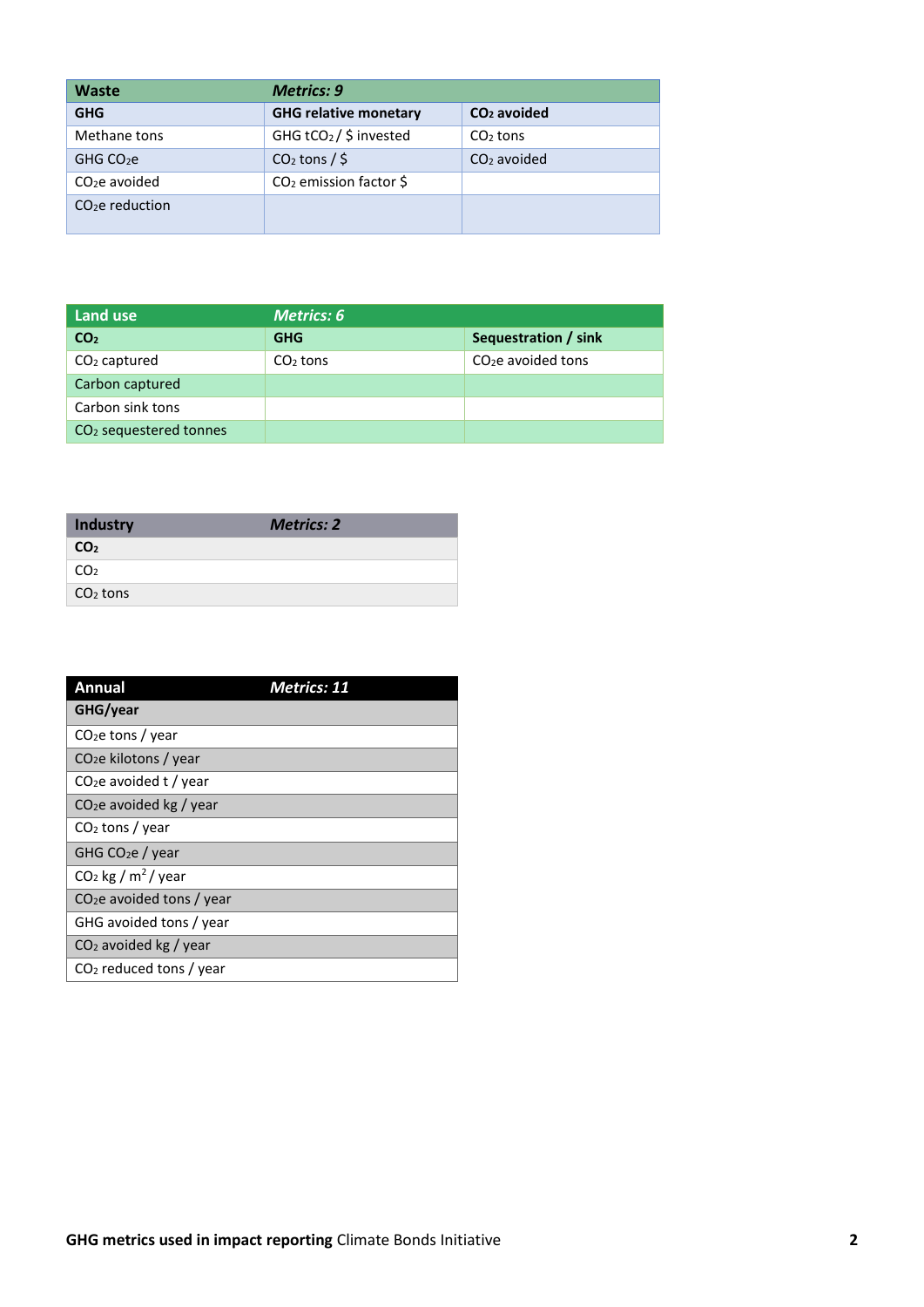| Waste | Metrics: 9 | |
|---|---|---|
| **GHG** | **GHG relative monetary** | **$CO_2$ avoided** |
| Methane tons | GHG $tCO_2$ / $ invested | $CO_2$ tons |
| GHG $CO_2e$ | $CO_2$ tons / $ | $CO_2$ avoided |
| $CO_2e$ avoided | $CO_2$ emission factor $ | |
| $CO_2e$ reduction | | |

| Land use | Metrics: 6 | |
|---|---|---|
| **$CO_2$** | **GHG** | **Sequestration / sink** |
| $CO_2$ captured | $CO_2$ tons | $CO_2e$ avoided tons |
| Carbon captured | | |
| Carbon sink tons | | |
| $CO_2$ sequestered tonnes | | |

| Industry | Metrics: 2 |
|---|---|
| **$CO_2$** | |
| $CO_2$ | |
| $CO_2$ tons | |

| Annual | Metrics: 11 |
|---|---|
| **GHG/year** | |
| $CO_2e$ tons / year | |
| $CO_2e$ kilotons / year | |
| $CO_2e$ avoided t / year | |
| $CO_2e$ avoided kg / year | |
| $CO_2$ tons / year | |
| GHG $CO_2e$ / year | |
| $CO_2$ kg / $m^2$ / year | |
| $CO_2e$ avoided tons / year | |
| GHG avoided tons / year | |
| $CO_2$ avoided kg / year | |
| $CO_2$ reduced tons / year | |